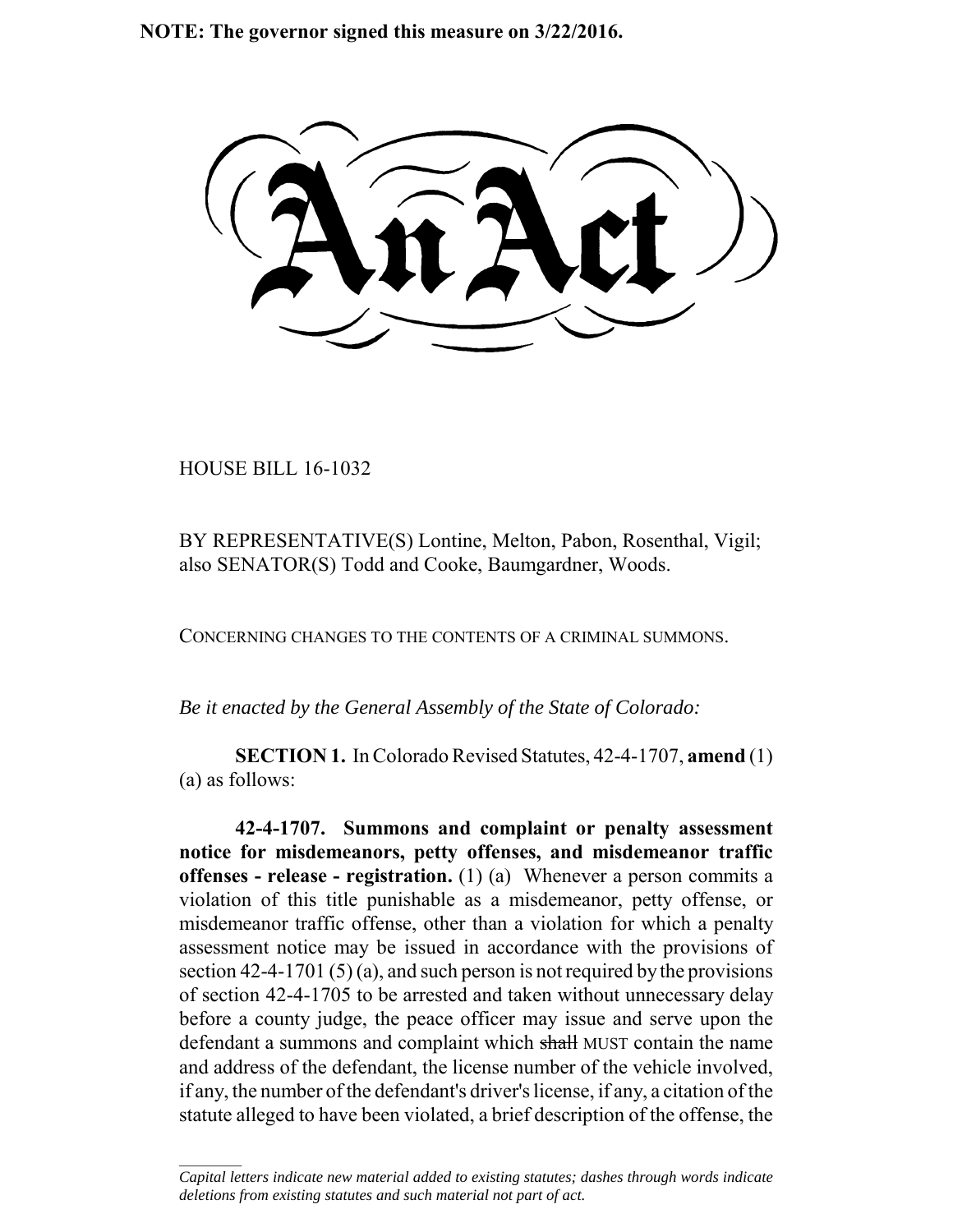**NOTE: The governor signed this measure on 3/22/2016.**

# An Act

HOUSE BILL 16-1032

BY REPRESENTATIVE(S) Lontine, Melton, Pabon, Rosenthal, Vigil; also SENATOR(S) Todd and Cooke, Baumgardner, Woods.

CONCERNING CHANGES TO THE CONTENTS OF A CRIMINAL SUMMONS.

*Be it enacted by the General Assembly of the State of Colorado:*

**SECTION 1.** In Colorado Revised Statutes, 42-4-1707, **amend** (1) (a) as follows:

**42-4-1707. Summons and complaint or penalty assessment notice for misdemeanors, petty offenses, and misdemeanor traffic offenses - release - registration.** (1) (a) Whenever a person commits a violation of this title punishable as a misdemeanor, petty offense, or misdemeanor traffic offense, other than a violation for which a penalty assessment notice may be issued in accordance with the provisions of section 42-4-1701 (5) (a), and such person is not required by the provisions of section 42-4-1705 to be arrested and taken without unnecessary delay before a county judge, the peace officer may issue and serve upon the defendant a summons and complaint which ~~shall~~ MUST contain the name and address of the defendant, the license number of the vehicle involved, if any, the number of the defendant's driver's license, if any, a citation of the statute alleged to have been violated, a brief description of the offense, the

*Capital letters indicate new material added to existing statutes; dashes through words indicate deletions from existing statutes and such material not part of act.*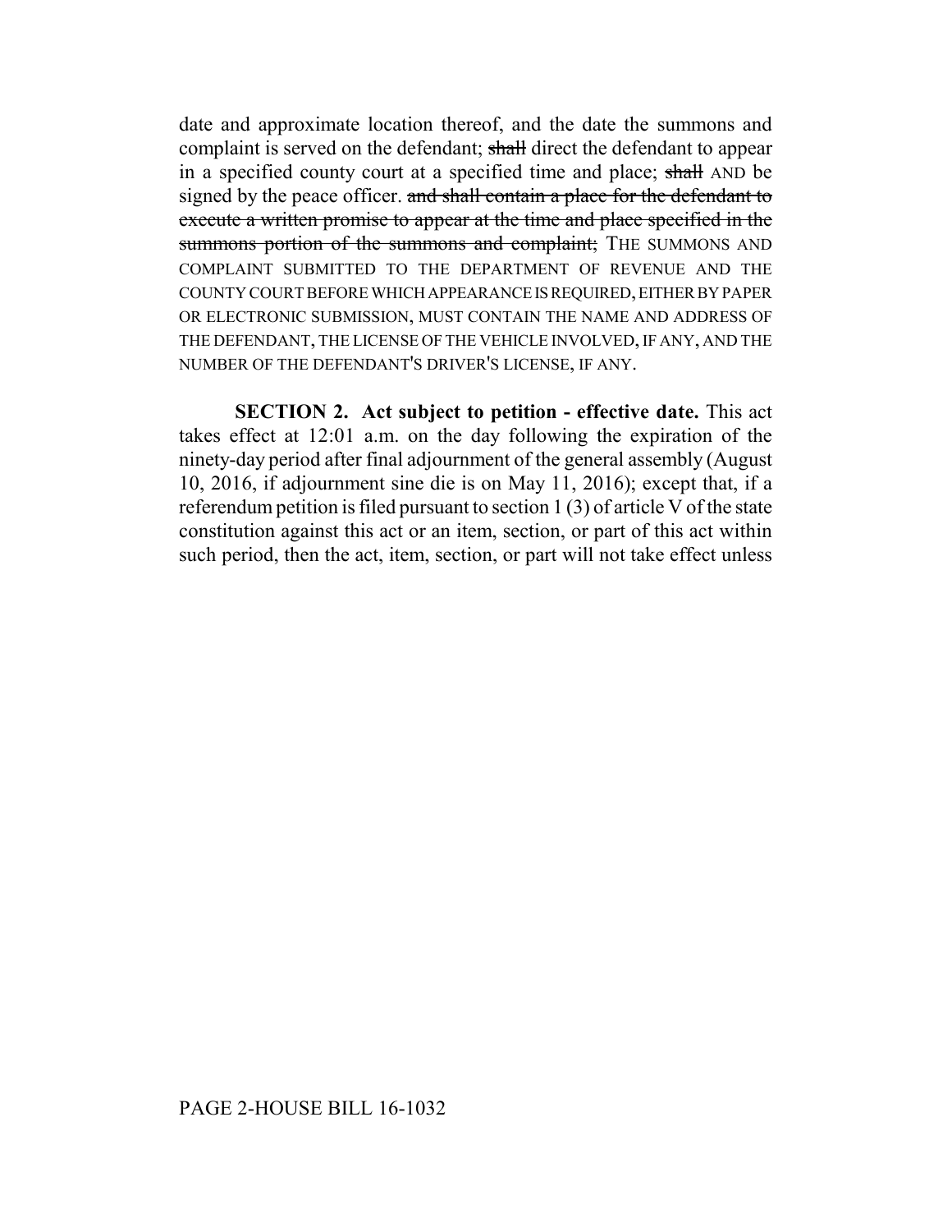date and approximate location thereof, and the date the summons and complaint is served on the defendant; ~~shall~~ direct the defendant to appear in a specified county court at a specified time and place; ~~shall~~ AND be signed by the peace officer. ~~and shall contain a place for the defendant to execute a written promise to appear at the time and place specified in the summons portion of the summons and complaint;~~ THE SUMMONS AND COMPLAINT SUBMITTED TO THE DEPARTMENT OF REVENUE AND THE COUNTY COURT BEFORE WHICH APPEARANCE IS REQUIRED, EITHER BY PAPER OR ELECTRONIC SUBMISSION, MUST CONTAIN THE NAME AND ADDRESS OF THE DEFENDANT, THE LICENSE OF THE VEHICLE INVOLVED, IF ANY, AND THE NUMBER OF THE DEFENDANT'S DRIVER'S LICENSE, IF ANY.

**SECTION 2. Act subject to petition - effective date.** This act takes effect at 12:01 a.m. on the day following the expiration of the ninety-day period after final adjournment of the general assembly (August 10, 2016, if adjournment sine die is on May 11, 2016); except that, if a referendum petition is filed pursuant to section 1 (3) of article V of the state constitution against this act or an item, section, or part of this act within such period, then the act, item, section, or part will not take effect unless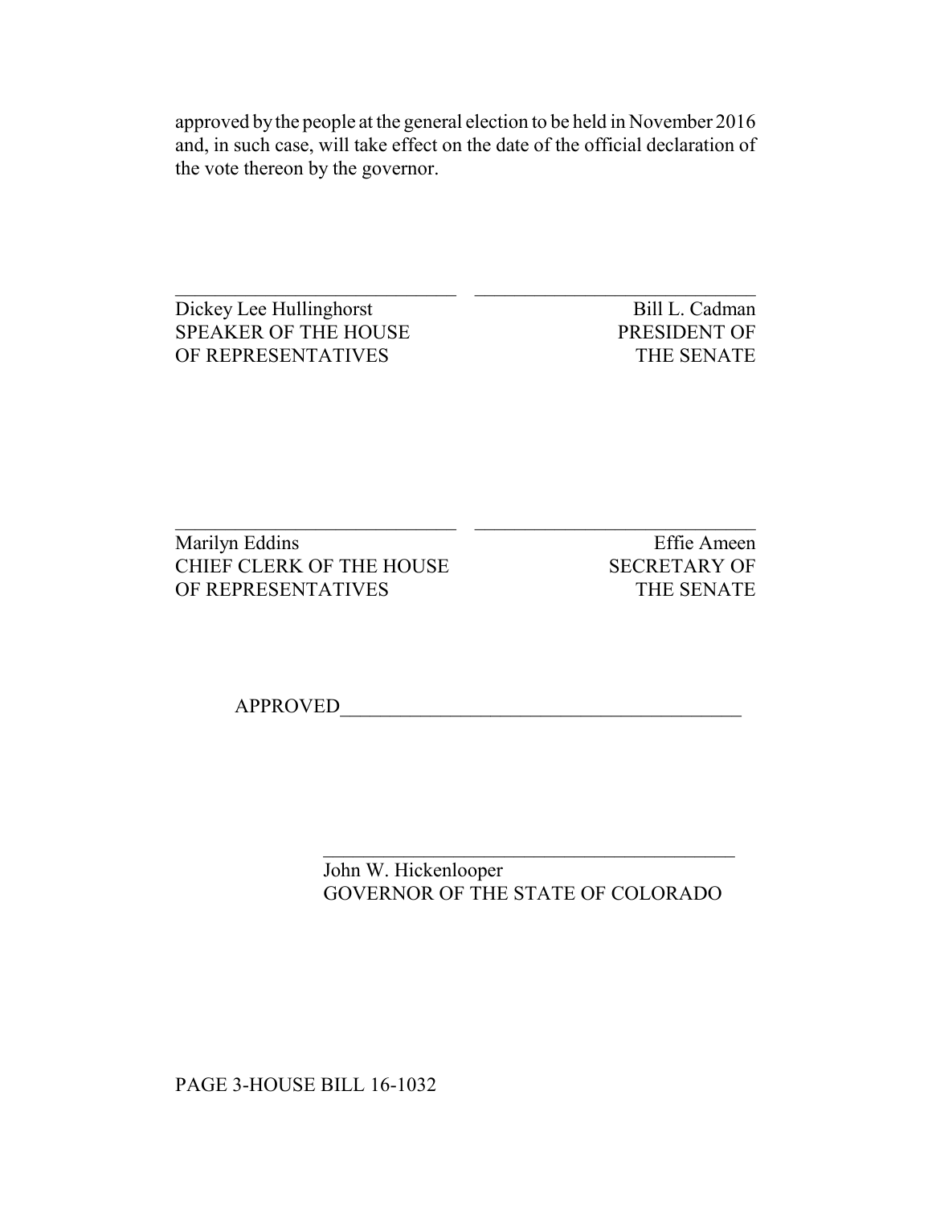approved by the people at the general election to be held in November 2016 and, in such case, will take effect on the date of the official declaration of the vote thereon by the governor.

\_\_\_\_\_\_\_\_\_\_\_\_\_\_\_\_\_\_\_\_\_\_\_\_\_\_\_\_
Dickey Lee Hullinghorst
SPEAKER OF THE HOUSE
OF REPRESENTATIVES

\_\_\_\_\_\_\_\_\_\_\_\_\_\_\_\_\_\_\_\_\_\_\_\_\_\_\_\_
Bill L. Cadman
PRESIDENT OF
THE SENATE

\_\_\_\_\_\_\_\_\_\_\_\_\_\_\_\_\_\_\_\_\_\_\_\_\_\_\_\_
Marilyn Eddins
CHIEF CLERK OF THE HOUSE
OF REPRESENTATIVES

\_\_\_\_\_\_\_\_\_\_\_\_\_\_\_\_\_\_\_\_\_\_\_\_\_\_\_\_
Effie Ameen
SECRETARY OF
THE SENATE

APPROVED\_\_\_\_\_\_\_\_\_\_\_\_\_\_\_\_\_\_\_\_\_\_\_\_\_\_\_\_\_\_\_\_\_\_\_\_\_\_\_\_

\_\_\_\_\_\_\_\_\_\_\_\_\_\_\_\_\_\_\_\_\_\_\_\_\_\_\_\_\_\_\_\_\_\_\_\_\_\_\_\_
John W. Hickenlooper
GOVERNOR OF THE STATE OF COLORADO

PAGE 3-HOUSE BILL 16-1032